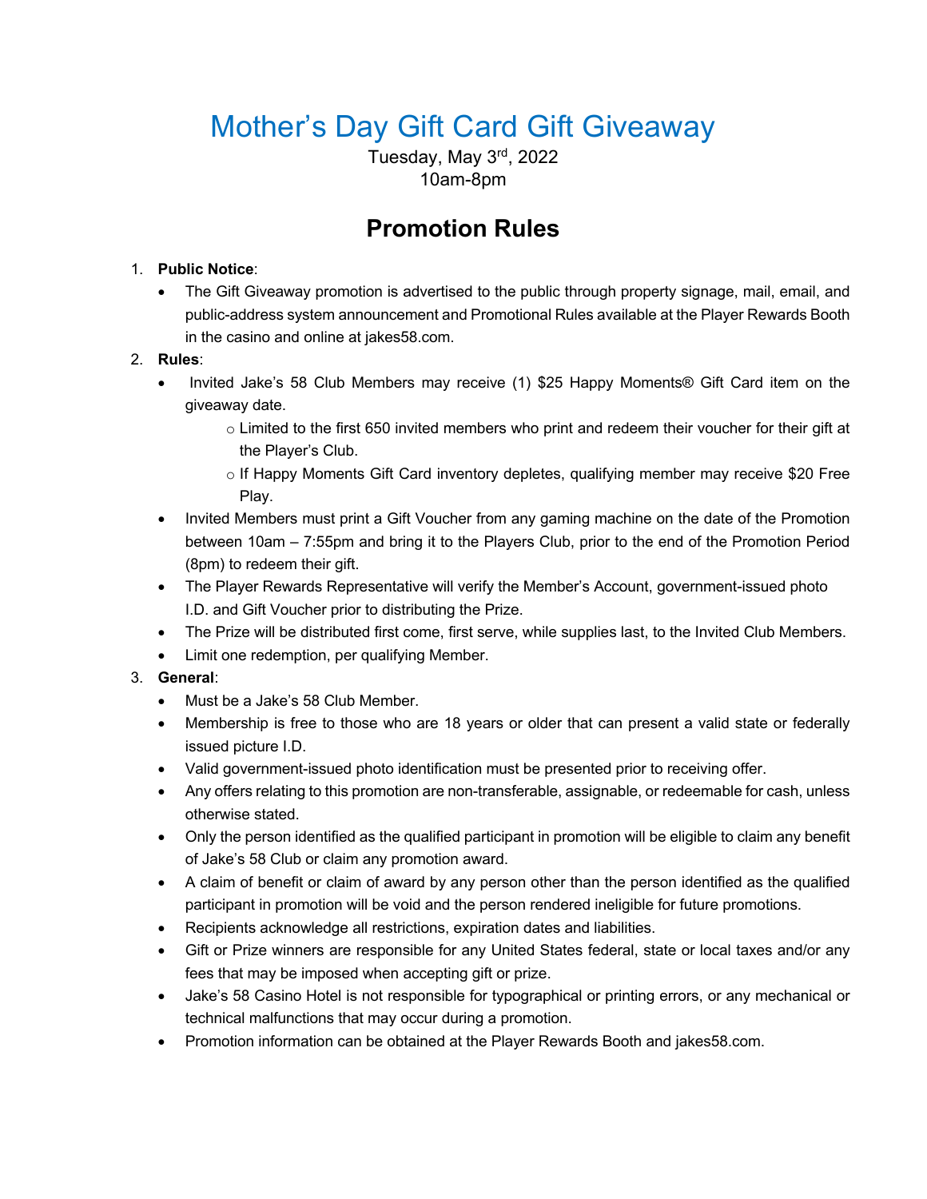# Mother's Day Gift Card Gift Giveaway

Tuesday, May 3rd, 2022
10am-8pm

## Promotion Rules

1. **Public Notice**:
   - The Gift Giveaway promotion is advertised to the public through property signage, mail, email, and public-address system announcement and Promotional Rules available at the Player Rewards Booth in the casino and online at jakes58.com.
2. **Rules**:
   - Invited Jake's 58 Club Members may receive (1) $25 Happy Moments® Gift Card item on the giveaway date.
     - Limited to the first 650 invited members who print and redeem their voucher for their gift at the Player's Club.
     - If Happy Moments Gift Card inventory depletes, qualifying member may receive $20 Free Play.
   - Invited Members must print a Gift Voucher from any gaming machine on the date of the Promotion between 10am – 7:55pm and bring it to the Players Club, prior to the end of the Promotion Period (8pm) to redeem their gift.
   - The Player Rewards Representative will verify the Member's Account, government-issued photo I.D. and Gift Voucher prior to distributing the Prize.
   - The Prize will be distributed first come, first serve, while supplies last, to the Invited Club Members.
   - Limit one redemption, per qualifying Member.
3. **General**:
   - Must be a Jake's 58 Club Member.
   - Membership is free to those who are 18 years or older that can present a valid state or federally issued picture I.D.
   - Valid government-issued photo identification must be presented prior to receiving offer.
   - Any offers relating to this promotion are non-transferable, assignable, or redeemable for cash, unless otherwise stated.
   - Only the person identified as the qualified participant in promotion will be eligible to claim any benefit of Jake's 58 Club or claim any promotion award.
   - A claim of benefit or claim of award by any person other than the person identified as the qualified participant in promotion will be void and the person rendered ineligible for future promotions.
   - Recipients acknowledge all restrictions, expiration dates and liabilities.
   - Gift or Prize winners are responsible for any United States federal, state or local taxes and/or any fees that may be imposed when accepting gift or prize.
   - Jake's 58 Casino Hotel is not responsible for typographical or printing errors, or any mechanical or technical malfunctions that may occur during a promotion.
   - Promotion information can be obtained at the Player Rewards Booth and jakes58.com.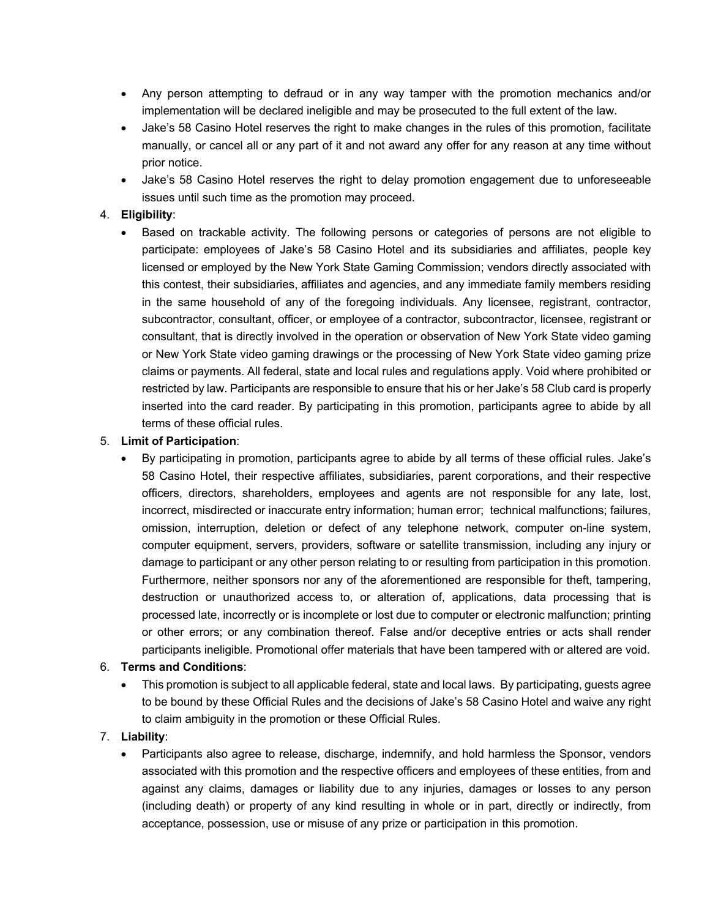- Any person attempting to defraud or in any way tamper with the promotion mechanics and/or implementation will be declared ineligible and may be prosecuted to the full extent of the law.
- Jake's 58 Casino Hotel reserves the right to make changes in the rules of this promotion, facilitate manually, or cancel all or any part of it and not award any offer for any reason at any time without prior notice.
- Jake's 58 Casino Hotel reserves the right to delay promotion engagement due to unforeseeable issues until such time as the promotion may proceed.

4. **Eligibility**:
   - Based on trackable activity. The following persons or categories of persons are not eligible to participate: employees of Jake's 58 Casino Hotel and its subsidiaries and affiliates, people key licensed or employed by the New York State Gaming Commission; vendors directly associated with this contest, their subsidiaries, affiliates and agencies, and any immediate family members residing in the same household of any of the foregoing individuals. Any licensee, registrant, contractor, subcontractor, consultant, officer, or employee of a contractor, subcontractor, licensee, registrant or consultant, that is directly involved in the operation or observation of New York State video gaming or New York State video gaming drawings or the processing of New York State video gaming prize claims or payments. All federal, state and local rules and regulations apply. Void where prohibited or restricted by law. Participants are responsible to ensure that his or her Jake's 58 Club card is properly inserted into the card reader. By participating in this promotion, participants agree to abide by all terms of these official rules.

5. **Limit of Participation**:
   - By participating in promotion, participants agree to abide by all terms of these official rules. Jake's 58 Casino Hotel, their respective affiliates, subsidiaries, parent corporations, and their respective officers, directors, shareholders, employees and agents are not responsible for any late, lost, incorrect, misdirected or inaccurate entry information; human error; technical malfunctions; failures, omission, interruption, deletion or defect of any telephone network, computer on-line system, computer equipment, servers, providers, software or satellite transmission, including any injury or damage to participant or any other person relating to or resulting from participation in this promotion. Furthermore, neither sponsors nor any of the aforementioned are responsible for theft, tampering, destruction or unauthorized access to, or alteration of, applications, data processing that is processed late, incorrectly or is incomplete or lost due to computer or electronic malfunction; printing or other errors; or any combination thereof. False and/or deceptive entries or acts shall render participants ineligible. Promotional offer materials that have been tampered with or altered are void.

6. **Terms and Conditions**:
   - This promotion is subject to all applicable federal, state and local laws. By participating, guests agree to be bound by these Official Rules and the decisions of Jake's 58 Casino Hotel and waive any right to claim ambiguity in the promotion or these Official Rules.

7. **Liability**:
   - Participants also agree to release, discharge, indemnify, and hold harmless the Sponsor, vendors associated with this promotion and the respective officers and employees of these entities, from and against any claims, damages or liability due to any injuries, damages or losses to any person (including death) or property of any kind resulting in whole or in part, directly or indirectly, from acceptance, possession, use or misuse of any prize or participation in this promotion.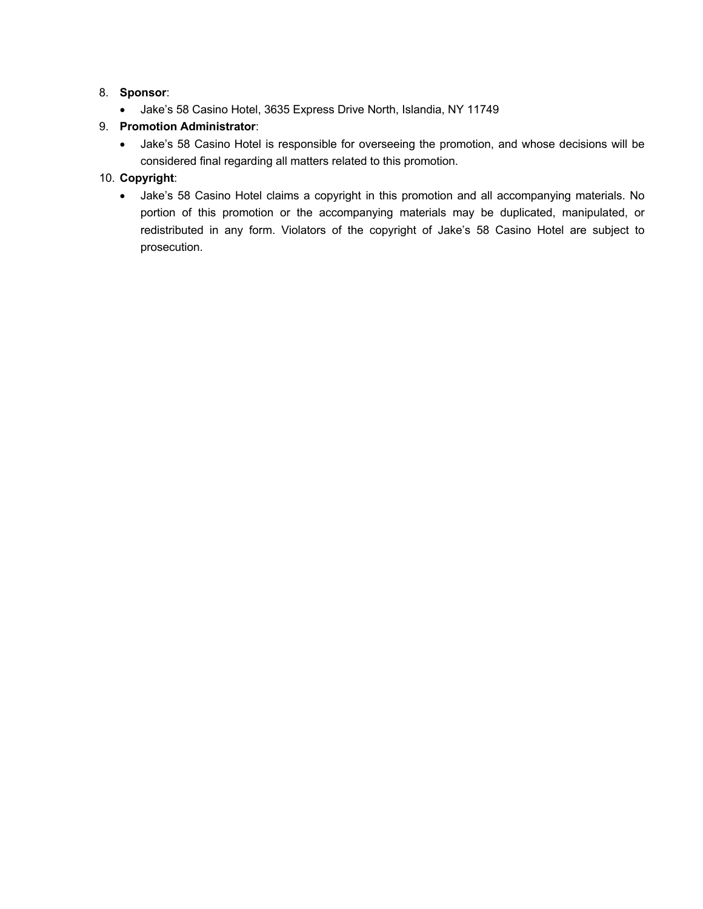8. **Sponsor**:
   - Jake’s 58 Casino Hotel, 3635 Express Drive North, Islandia, NY 11749
9. **Promotion Administrator**:
   - Jake’s 58 Casino Hotel is responsible for overseeing the promotion, and whose decisions will be considered final regarding all matters related to this promotion.
10. **Copyright**:
    - Jake’s 58 Casino Hotel claims a copyright in this promotion and all accompanying materials. No portion of this promotion or the accompanying materials may be duplicated, manipulated, or redistributed in any form. Violators of the copyright of Jake’s 58 Casino Hotel are subject to prosecution.